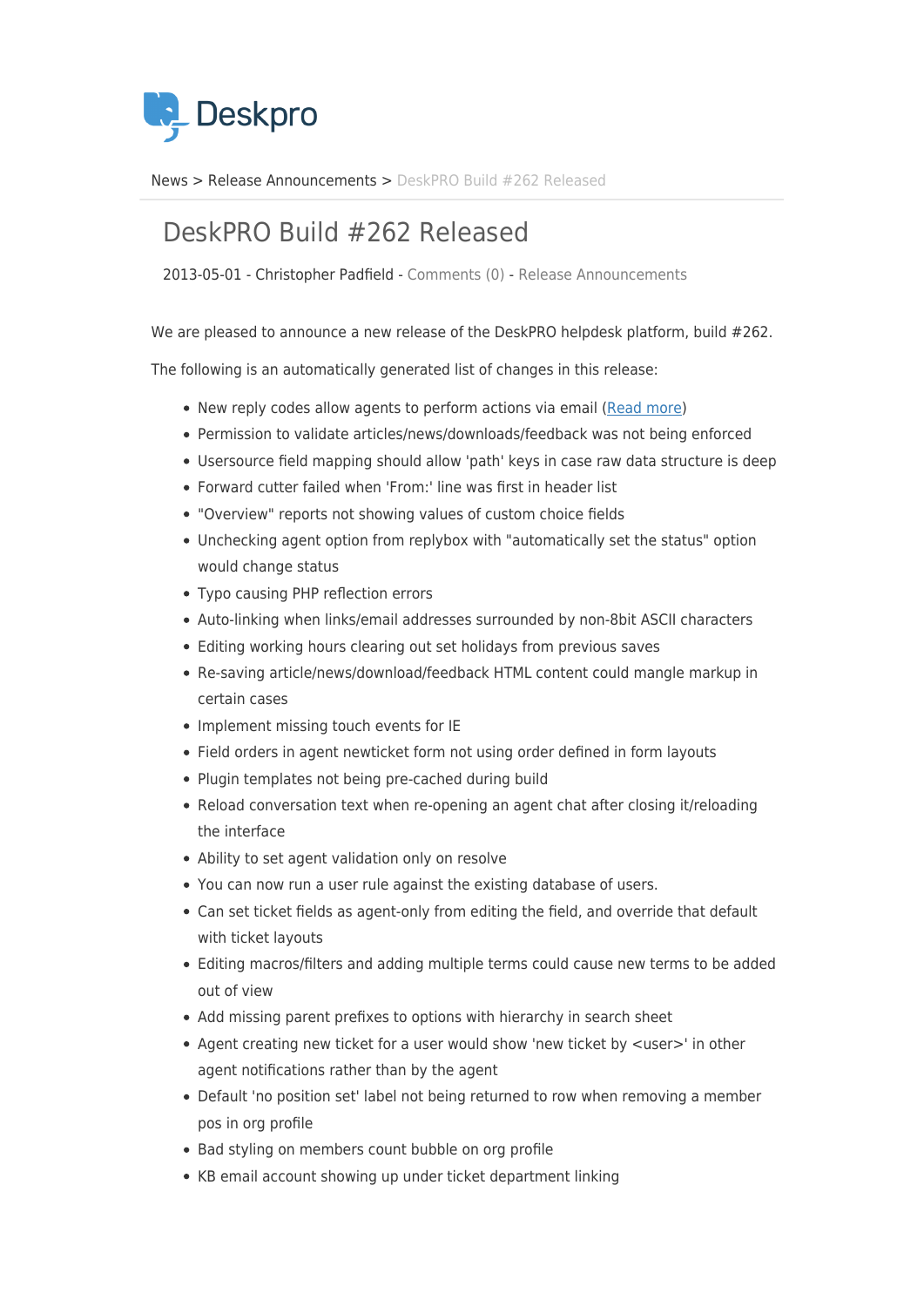Deskpro

News > Release Announcements > DeskPRO Build #262 Released

# DeskPRO Build #262 Released

2013-05-01 - Christopher Padfield - Comments (0) - Release Announcements

We are pleased to announce a new release of the DeskPRO helpdesk platform, build #262.

The following is an automatically generated list of changes in this release:

- New reply codes allow agents to perform actions via email (Read more)
- Permission to validate articles/news/downloads/feedback was not being enforced
- Usersource field mapping should allow 'path' keys in case raw data structure is deep
- Forward cutter failed when 'From:' line was first in header list
- "Overview" reports not showing values of custom choice fields
- Unchecking agent option from replybox with "automatically set the status" option would change status
- Typo causing PHP reflection errors
- Auto-linking when links/email addresses surrounded by non-8bit ASCII characters
- Editing working hours clearing out set holidays from previous saves
- Re-saving article/news/download/feedback HTML content could mangle markup in certain cases
- Implement missing touch events for IE
- Field orders in agent newticket form not using order defined in form layouts
- Plugin templates not being pre-cached during build
- Reload conversation text when re-opening an agent chat after closing it/reloading the interface
- Ability to set agent validation only on resolve
- You can now run a user rule against the existing database of users.
- Can set ticket fields as agent-only from editing the field, and override that default with ticket layouts
- Editing macros/filters and adding multiple terms could cause new terms to be added out of view
- Add missing parent prefixes to options with hierarchy in search sheet
- Agent creating new ticket for a user would show 'new ticket by <user>' in other agent notifications rather than by the agent
- Default 'no position set' label not being returned to row when removing a member pos in org profile
- Bad styling on members count bubble on org profile
- KB email account showing up under ticket department linking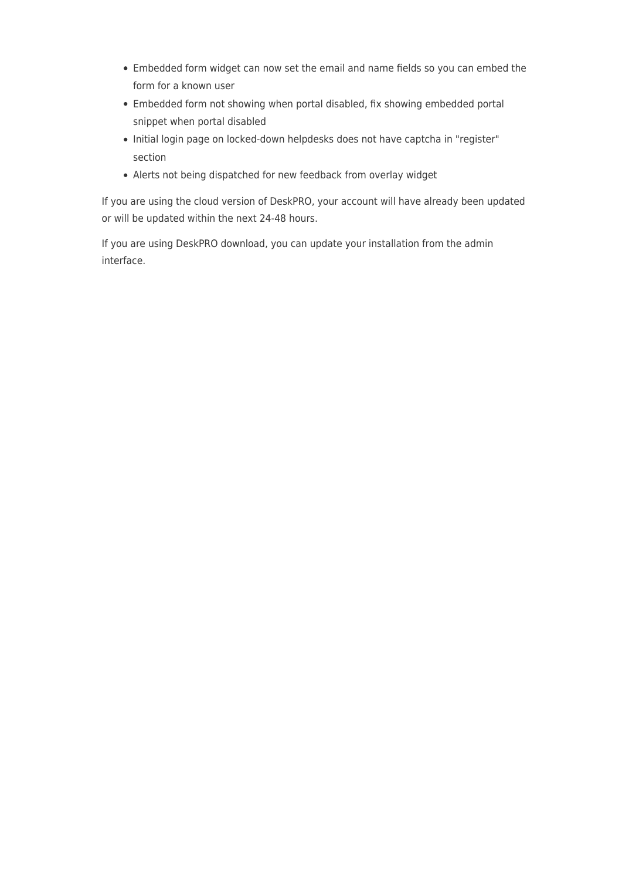- Embedded form widget can now set the email and name fields so you can embed the form for a known user
- Embedded form not showing when portal disabled, fix showing embedded portal snippet when portal disabled
- Initial login page on locked-down helpdesks does not have captcha in "register" section
- Alerts not being dispatched for new feedback from overlay widget

If you are using the cloud version of DeskPRO, your account will have already been updated or will be updated within the next 24-48 hours.

If you are using DeskPRO download, you can update your installation from the admin interface.